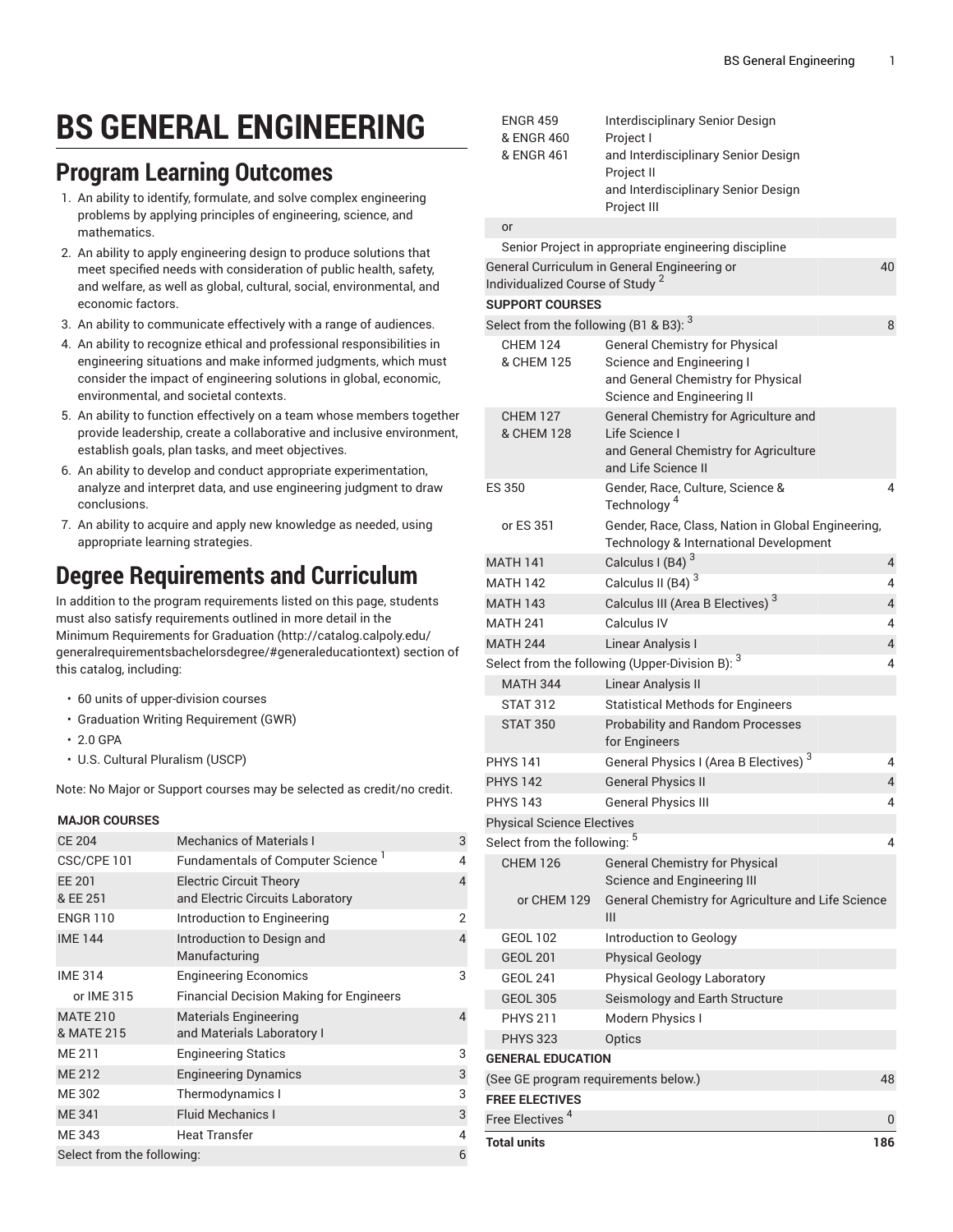# BS GENERAL ENGINEERING

## Program Learning Outcomes

1. An ability to identify, formulate, and solve complex engineering problems by applying principles of engineering, science, and mathematics.
2. An ability to apply engineering design to produce solutions that meet specified needs with consideration of public health, safety, and welfare, as well as global, cultural, social, environmental, and economic factors.
3. An ability to communicate effectively with a range of audiences.
4. An ability to recognize ethical and professional responsibilities in engineering situations and make informed judgments, which must consider the impact of engineering solutions in global, economic, environmental, and societal contexts.
5. An ability to function effectively on a team whose members together provide leadership, create a collaborative and inclusive environment, establish goals, plan tasks, and meet objectives.
6. An ability to develop and conduct appropriate experimentation, analyze and interpret data, and use engineering judgment to draw conclusions.
7. An ability to acquire and apply new knowledge as needed, using appropriate learning strategies.

## Degree Requirements and Curriculum

In addition to the program requirements listed on this page, students must also satisfy requirements outlined in more detail in the Minimum Requirements for Graduation (http://catalog.calpoly.edu/generalrequirementsbachelorsdegree/#generaleducationtext) section of this catalog, including:

- 60 units of upper-division courses
- Graduation Writing Requirement (GWR)
- 2.0 GPA
- U.S. Cultural Pluralism (USCP)

Note: No Major or Support courses may be selected as credit/no credit.

| Course | Title | Units |
|---|---|---|
| **MAJOR COURSES** | | |
| CE 204 | Mechanics of Materials I | 3 |
| CSC/CPE 101 | Fundamentals of Computer Science [1] | 4 |
| EE 201 & EE 251 | Electric Circuit Theory and Electric Circuits Laboratory | 4 |
| ENGR 110 | Introduction to Engineering | 2 |
| IME 144 | Introduction to Design and Manufacturing | 4 |
| IME 314 | Engineering Economics | 3 |
| or IME 315 | Financial Decision Making for Engineers | |
| MATE 210 & MATE 215 | Materials Engineering and Materials Laboratory I | 4 |
| ME 211 | Engineering Statics | 3 |
| ME 212 | Engineering Dynamics | 3 |
| ME 302 | Thermodynamics I | 3 |
| ME 341 | Fluid Mechanics I | 3 |
| ME 343 | Heat Transfer | 4 |
| Select from the following: | | 6 |
| ENGR 459 & ENGR 460 & ENGR 461 | Interdisciplinary Senior Design Project I and Interdisciplinary Senior Design Project II and Interdisciplinary Senior Design Project III | |
| or | | |
| Senior Project in appropriate engineering discipline | | |
| General Curriculum in General Engineering or Individualized Course of Study [2] | | 40 |
| **SUPPORT COURSES** | | |
| Select from the following (B1 & B3): [3] | | 8 |
| CHEM 124 & CHEM 125 | General Chemistry for Physical Science and Engineering I and General Chemistry for Physical Science and Engineering II | |
| CHEM 127 & CHEM 128 | General Chemistry for Agriculture and Life Science I and General Chemistry for Agriculture and Life Science II | |
| ES 350 | Gender, Race, Culture, Science & Technology [4] | 4 |
| or ES 351 | Gender, Race, Class, Nation in Global Engineering, Technology & International Development | |
| MATH 141 | Calculus I (B4) [3] | 4 |
| MATH 142 | Calculus II (B4) [3] | 4 |
| MATH 143 | Calculus III (Area B Electives) [3] | 4 |
| MATH 241 | Calculus IV | 4 |
| MATH 244 | Linear Analysis I | 4 |
| Select from the following (Upper-Division B): [3] | | 4 |
| MATH 344 | Linear Analysis II | |
| STAT 312 | Statistical Methods for Engineers | |
| STAT 350 | Probability and Random Processes for Engineers | |
| PHYS 141 | General Physics I (Area B Electives) [3] | 4 |
| PHYS 142 | General Physics II | 4 |
| PHYS 143 | General Physics III | 4 |
| Physical Science Electives | | |
| Select from the following: [5] | | 4 |
| CHEM 126 | General Chemistry for Physical Science and Engineering III | |
| or CHEM 129 | General Chemistry for Agriculture and Life Science III | |
| GEOL 102 | Introduction to Geology | |
| GEOL 201 | Physical Geology | |
| GEOL 241 | Physical Geology Laboratory | |
| GEOL 305 | Seismology and Earth Structure | |
| PHYS 211 | Modern Physics I | |
| PHYS 323 | Optics | |
| **GENERAL EDUCATION** | | |
| (See GE program requirements below.) | | 48 |
| **FREE ELECTIVES** | | |
| Free Electives [4] | | 0 |
| **Total units** | | **186** |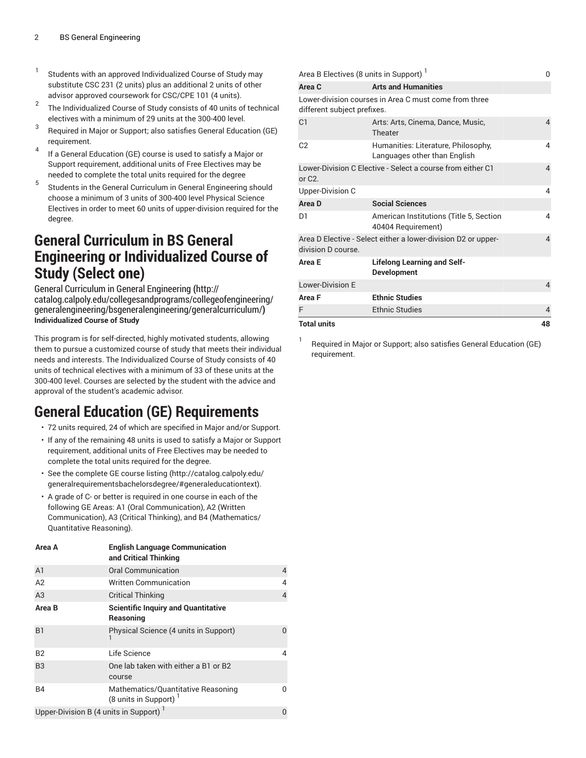1. Students with an approved Individualized Course of Study may substitute CSC 231 (2 units) plus an additional 2 units of other advisor approved coursework for CSC/CPE 101 (4 units).
2. The Individualized Course of Study consists of 40 units of technical electives with a minimum of 29 units at the 300-400 level.
3. Required in Major or Support; also satisfies General Education (GE) requirement.
4. If a General Education (GE) course is used to satisfy a Major or Support requirement, additional units of Free Electives may be needed to complete the total units required for the degree
5. Students in the General Curriculum in General Engineering should choose a minimum of 3 units of 300-400 level Physical Science Electives in order to meet 60 units of upper-division required for the degree.

# General Curriculum in BS General Engineering or Individualized Course of Study (Select one)

General Curriculum in General Engineering (http://catalog.calpoly.edu/collegesandprograms/collegeofengineering/generalengineering/bsgeneralengineering/generalcurriculum/)
**Individualized Course of Study**

This program is for self-directed, highly motivated students, allowing them to pursue a customized course of study that meets their individual needs and interests. The Individualized Course of Study consists of 40 units of technical electives with a minimum of 33 of these units at the 300-400 level. Courses are selected by the student with the advice and approval of the student's academic advisor.

# General Education (GE) Requirements

- 72 units required, 24 of which are specified in Major and/or Support.
- If any of the remaining 48 units is used to satisfy a Major or Support requirement, additional units of Free Electives may be needed to complete the total units required for the degree.
- See the complete GE course listing (http://catalog.calpoly.edu/generalrequirementsbachelorsdegree/#generaleducationtext).
- A grade of C- or better is required in one course in each of the following GE Areas: A1 (Oral Communication), A2 (Written Communication), A3 (Critical Thinking), and B4 (Mathematics/Quantitative Reasoning).

| | | |
|---|---|---|
| **Area A** | **English Language Communication and Critical Thinking** | |
| A1 | Oral Communication | 4 |
| A2 | Written Communication | 4 |
| A3 | Critical Thinking | 4 |
| **Area B** | **Scientific Inquiry and Quantitative Reasoning** | |
| B1 | Physical Science (4 units in Support) [1] | 0 |
| B2 | Life Science | 4 |
| B3 | One lab taken with either a B1 or B2 course | |
| B4 | Mathematics/Quantitative Reasoning (8 units in Support) [1] | 0 |
| Upper-Division B (4 units in Support) [1] | | 0 |
| Area B Electives (8 units in Support) [1] | | 0 |
| **Area C** | **Arts and Humanities** | |
| Lower-division courses in Area C must come from three different subject prefixes. | | |
| C1 | Arts: Arts, Cinema, Dance, Music, Theater | 4 |
| C2 | Humanities: Literature, Philosophy, Languages other than English | 4 |
| Lower-Division C Elective - Select a course from either C1 or C2. | | 4 |
| Upper-Division C | | 4 |
| **Area D** | **Social Sciences** | |
| D1 | American Institutions (Title 5, Section 40404 Requirement) | 4 |
| Area D Elective - Select either a lower-division D2 or upper-division D course. | | 4 |
| **Area E** | **Lifelong Learning and Self-Development** | |
| Lower-Division E | | 4 |
| **Area F** | **Ethnic Studies** | |
| F | Ethnic Studies | 4 |
| **Total units** | | **48** |

1. Required in Major or Support; also satisfies General Education (GE) requirement.